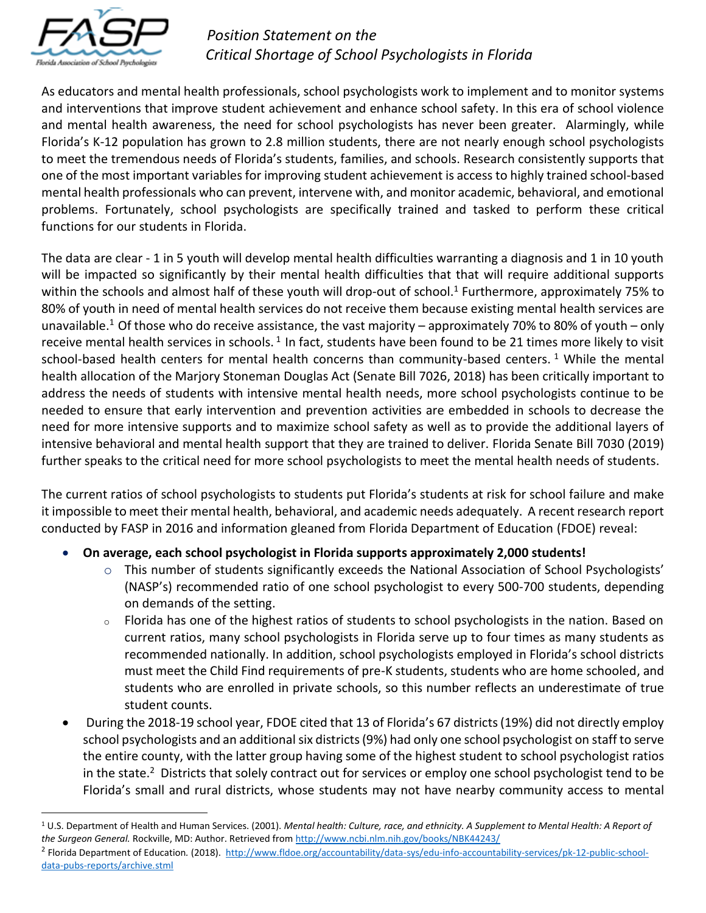*Position Statement on the Critical Shortage of School Psychologists in Florida*

As educators and mental health professionals, school psychologists work to implement and to monitor systems and interventions that improve student achievement and enhance school safety. In this era of school violence and mental health awareness, the need for school psychologists has never been greater. Alarmingly, while Florida's K-12 population has grown to 2.8 million students, there are not nearly enough school psychologists to meet the tremendous needs of Florida's students, families, and schools. Research consistently supports that one of the most important variables for improving student achievement is access to highly trained school-based mental health professionals who can prevent, intervene with, and monitor academic, behavioral, and emotional problems. Fortunately, school psychologists are specifically trained and tasked to perform these critical functions for our students in Florida.

The data are clear - 1 in 5 youth will develop mental health difficulties warranting a diagnosis and 1 in 10 youth will be impacted so significantly by their mental health difficulties that that will require additional supports within the schools and almost half of these youth will drop-out of school.[1] Furthermore, approximately 75% to 80% of youth in need of mental health services do not receive them because existing mental health services are unavailable.[1] Of those who do receive assistance, the vast majority – approximately 70% to 80% of youth – only receive mental health services in schools.[1] In fact, students have been found to be 21 times more likely to visit school-based health centers for mental health concerns than community-based centers.[1] While the mental health allocation of the Marjory Stoneman Douglas Act (Senate Bill 7026, 2018) has been critically important to address the needs of students with intensive mental health needs, more school psychologists continue to be needed to ensure that early intervention and prevention activities are embedded in schools to decrease the need for more intensive supports and to maximize school safety as well as to provide the additional layers of intensive behavioral and mental health support that they are trained to deliver. Florida Senate Bill 7030 (2019) further speaks to the critical need for more school psychologists to meet the mental health needs of students.

The current ratios of school psychologists to students put Florida's students at risk for school failure and make it impossible to meet their mental health, behavioral, and academic needs adequately. A recent research report conducted by FASP in 2016 and information gleaned from Florida Department of Education (FDOE) reveal:

- **On average, each school psychologist in Florida supports approximately 2,000 students!**
  - This number of students significantly exceeds the National Association of School Psychologists' (NASP's) recommended ratio of one school psychologist to every 500-700 students, depending on demands of the setting.
  - Florida has one of the highest ratios of students to school psychologists in the nation. Based on current ratios, many school psychologists in Florida serve up to four times as many students as recommended nationally. In addition, school psychologists employed in Florida's school districts must meet the Child Find requirements of pre-K students, students who are home schooled, and students who are enrolled in private schools, so this number reflects an underestimate of true student counts.
- During the 2018-19 school year, FDOE cited that 13 of Florida's 67 districts (19%) did not directly employ school psychologists and an additional six districts (9%) had only one school psychologist on staff to serve the entire county, with the latter group having some of the highest student to school psychologist ratios in the state.[2] Districts that solely contract out for services or employ one school psychologist tend to be Florida's small and rural districts, whose students may not have nearby community access to mental

---

[1] U.S. Department of Health and Human Services. (2001). *Mental health: Culture, race, and ethnicity. A Supplement to Mental Health: A Report of the Surgeon General.* Rockville, MD: Author. Retrieved from http://www.ncbi.nlm.nih.gov/books/NBK44243/

[2] Florida Department of Education. (2018). http://www.fldoe.org/accountability/data-sys/edu-info-accountability-services/pk-12-public-school-data-pubs-reports/archive.stml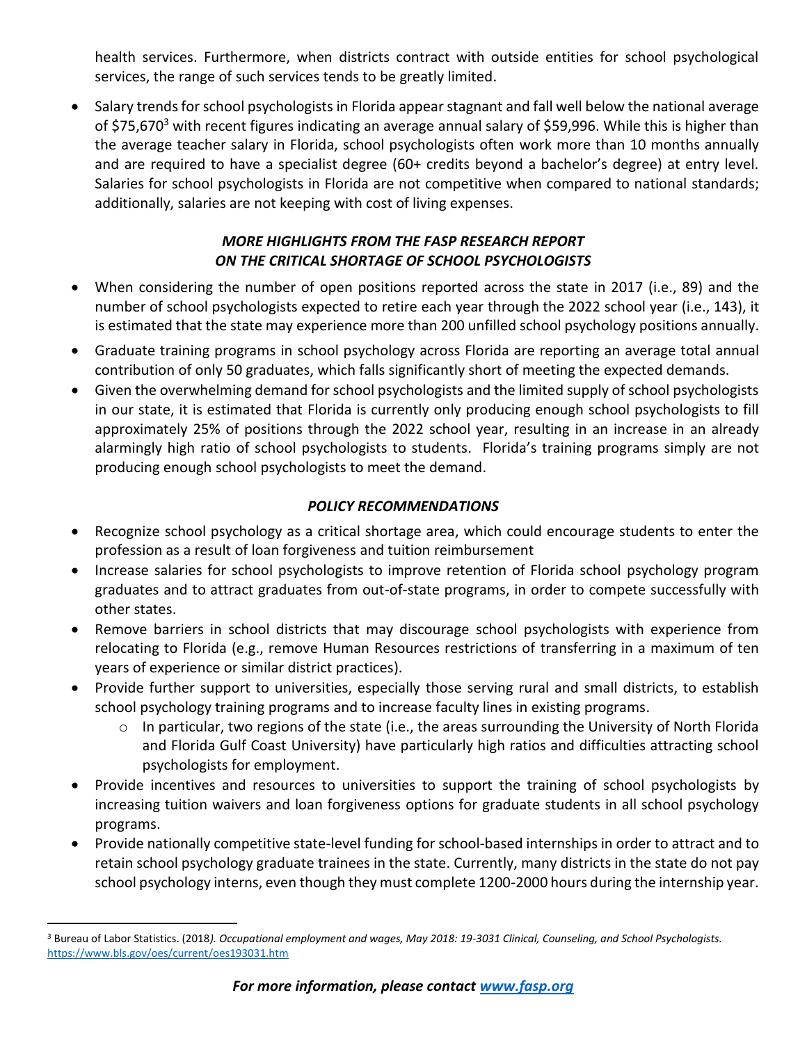health services. Furthermore, when districts contract with outside entities for school psychological services, the range of such services tends to be greatly limited.

- Salary trends for school psychologists in Florida appear stagnant and fall well below the national average of $75,670[3] with recent figures indicating an average annual salary of $59,996. While this is higher than the average teacher salary in Florida, school psychologists often work more than 10 months annually and are required to have a specialist degree (60+ credits beyond a bachelor's degree) at entry level. Salaries for school psychologists in Florida are not competitive when compared to national standards; additionally, salaries are not keeping with cost of living expenses.

### *MORE HIGHLIGHTS FROM THE FASP RESEARCH REPORT ON THE CRITICAL SHORTAGE OF SCHOOL PSYCHOLOGISTS*

- When considering the number of open positions reported across the state in 2017 (i.e., 89) and the number of school psychologists expected to retire each year through the 2022 school year (i.e., 143), it is estimated that the state may experience more than 200 unfilled school psychology positions annually.
- Graduate training programs in school psychology across Florida are reporting an average total annual contribution of only 50 graduates, which falls significantly short of meeting the expected demands.
- Given the overwhelming demand for school psychologists and the limited supply of school psychologists in our state, it is estimated that Florida is currently only producing enough school psychologists to fill approximately 25% of positions through the 2022 school year, resulting in an increase in an already alarmingly high ratio of school psychologists to students. Florida's training programs simply are not producing enough school psychologists to meet the demand.

### *POLICY RECOMMENDATIONS*

- Recognize school psychology as a critical shortage area, which could encourage students to enter the profession as a result of loan forgiveness and tuition reimbursement
- Increase salaries for school psychologists to improve retention of Florida school psychology program graduates and to attract graduates from out-of-state programs, in order to compete successfully with other states.
- Remove barriers in school districts that may discourage school psychologists with experience from relocating to Florida (e.g., remove Human Resources restrictions of transferring in a maximum of ten years of experience or similar district practices).
- Provide further support to universities, especially those serving rural and small districts, to establish school psychology training programs and to increase faculty lines in existing programs.
  - In particular, two regions of the state (i.e., the areas surrounding the University of North Florida and Florida Gulf Coast University) have particularly high ratios and difficulties attracting school psychologists for employment.
- Provide incentives and resources to universities to support the training of school psychologists by increasing tuition waivers and loan forgiveness options for graduate students in all school psychology programs.
- Provide nationally competitive state-level funding for school-based internships in order to attract and to retain school psychology graduate trainees in the state. Currently, many districts in the state do not pay school psychology interns, even though they must complete 1200-2000 hours during the internship year.

---

[3] Bureau of Labor Statistics. (2018*). Occupational employment and wages, May 2018: 19-3031 Clinical, Counseling, and School Psychologists.* https://www.bls.gov/oes/current/oes193031.htm

***For more information, please contact [www.fasp.org](www.fasp.org)***